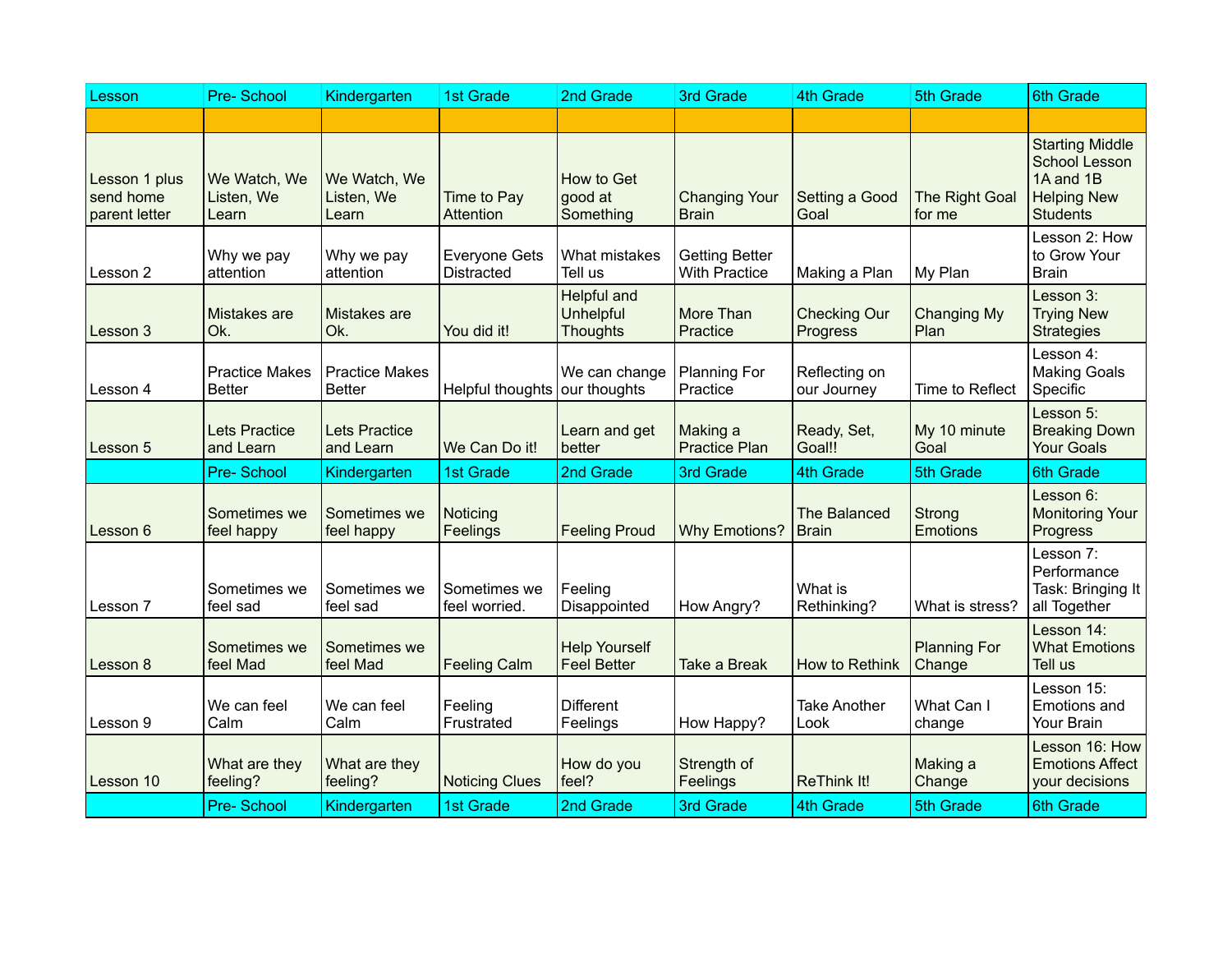| Lesson | Pre- School | Kindergarten | 1st Grade | 2nd Grade | 3rd Grade | 4th Grade | 5th Grade | 6th Grade |
|---|---|---|---|---|---|---|---|---|
| | | | | | | | | |
| Lesson 1 plus send home parent letter | We Watch, We Listen, We Learn | We Watch, We Listen, We Learn | Time to Pay Attention | How to Get good at Something | Changing Your Brain | Setting a Good Goal | The Right Goal for me | Starting Middle School Lesson 1A and 1B Helping New Students |
| Lesson 2 | Why we pay attention | Why we pay attention | Everyone Gets Distracted | What mistakes Tell us | Getting Better With Practice | Making a Plan | My Plan | Lesson 2: How to Grow Your Brain |
| Lesson 3 | Mistakes are Ok. | Mistakes are Ok. | You did it! | Helpful and Unhelpful Thoughts | More Than Practice | Checking Our Progress | Changing My Plan | Lesson 3: Trying New Strategies |
| Lesson 4 | Practice Makes Better | Practice Makes Better | Helpful thoughts | We can change our thoughts | Planning For Practice | Reflecting on our Journey | Time to Reflect | Lesson 4: Making Goals Specific |
| Lesson 5 | Lets Practice and Learn | Lets Practice and Learn | We Can Do it! | Learn and get better | Making a Practice Plan | Ready, Set, Goal!! | My 10 minute Goal | Lesson 5: Breaking Down Your Goals |
| | Pre- School | Kindergarten | 1st Grade | 2nd Grade | 3rd Grade | 4th Grade | 5th Grade | 6th Grade |
| Lesson 6 | Sometimes we feel happy | Sometimes we feel happy | Noticing Feelings | Feeling Proud | Why Emotions? | The Balanced Brain | Strong Emotions | Lesson 6: Monitoring Your Progress |
| Lesson 7 | Sometimes we feel sad | Sometimes we feel sad | Sometimes we feel worried. | Feeling Disappointed | How Angry? | What is Rethinking? | What is stress? | Lesson 7: Performance Task: Bringing It all Together |
| Lesson 8 | Sometimes we feel Mad | Sometimes we feel Mad | Feeling Calm | Help Yourself Feel Better | Take a Break | How to Rethink | Planning For Change | Lesson 14: What Emotions Tell us |
| Lesson 9 | We can feel Calm | We can feel Calm | Feeling Frustrated | Different Feelings | How Happy? | Take Another Look | What Can I change | Lesson 15: Emotions and Your Brain |
| Lesson 10 | What are they feeling? | What are they feeling? | Noticing Clues | How do you feel? | Strength of Feelings | ReThink It! | Making a Change | Lesson 16: How Emotions Affect your decisions |
| | Pre- School | Kindergarten | 1st Grade | 2nd Grade | 3rd Grade | 4th Grade | 5th Grade | 6th Grade |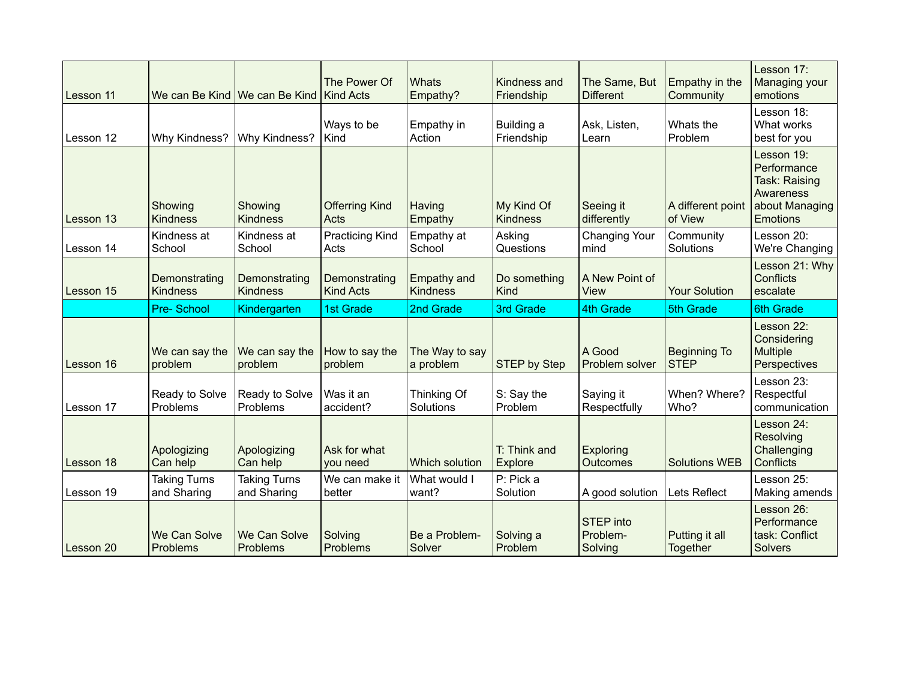| | | | | | | | | |
|---|---|---|---|---|---|---|---|---|
| Lesson 11 | We can Be Kind | We can Be Kind | The Power Of Kind Acts | Whats Empathy? | Kindness and Friendship | The Same, But Different | Empathy in the Community | Lesson 17: Managing your emotions |
| Lesson 12 | Why Kindness? | Why Kindness? | Ways to be Kind | Empathy in Action | Building a Friendship | Ask, Listen, Learn | Whats the Problem | Lesson 18: What works best for you |
| Lesson 13 | Showing Kindness | Showing Kindness | Offerring Kind Acts | Having Empathy | My Kind Of Kindness | Seeing it differently | A different point of View | Lesson 19: Performance Task: Raising Awareness about Managing Emotions |
| Lesson 14 | Kindness at School | Kindness at School | Practicing Kind Acts | Empathy at School | Asking Questions | Changing Your mind | Community Solutions | Lesson 20: We're Changing |
| Lesson 15 | Demonstrating Kindness | Demonstrating Kindness | Demonstrating Kind Acts | Empathy and Kindness | Do something Kind | A New Point of View | Your Solution | Lesson 21: Why Conflicts escalate |
| | Pre- School | Kindergarten | 1st Grade | 2nd Grade | 3rd Grade | 4th Grade | 5th Grade | 6th Grade |
| Lesson 16 | We can say the problem | We can say the problem | How to say the problem | The Way to say a problem | STEP by Step | A Good Problem solver | Beginning To STEP | Lesson 22: Considering Multiple Perspectives |
| Lesson 17 | Ready to Solve Problems | Ready to Solve Problems | Was it an accident? | Thinking Of Solutions | S: Say the Problem | Saying it Respectfully | When? Where? Who? | Lesson 23: Respectful communication |
| Lesson 18 | Apologizing Can help | Apologizing Can help | Ask for what you need | Which solution | T: Think and Explore | Exploring Outcomes | Solutions WEB | Lesson 24: Resolving Challenging Conflicts |
| Lesson 19 | Taking Turns and Sharing | Taking Turns and Sharing | We can make it better | What would I want? | P: Pick a Solution | A good solution | Lets Reflect | Lesson 25: Making amends |
| Lesson 20 | We Can Solve Problems | We Can Solve Problems | Solving Problems | Be a Problem-Solver | Solving a Problem | STEP into Problem-Solving | Putting it all Together | Lesson 26: Performance task: Conflict Solvers |